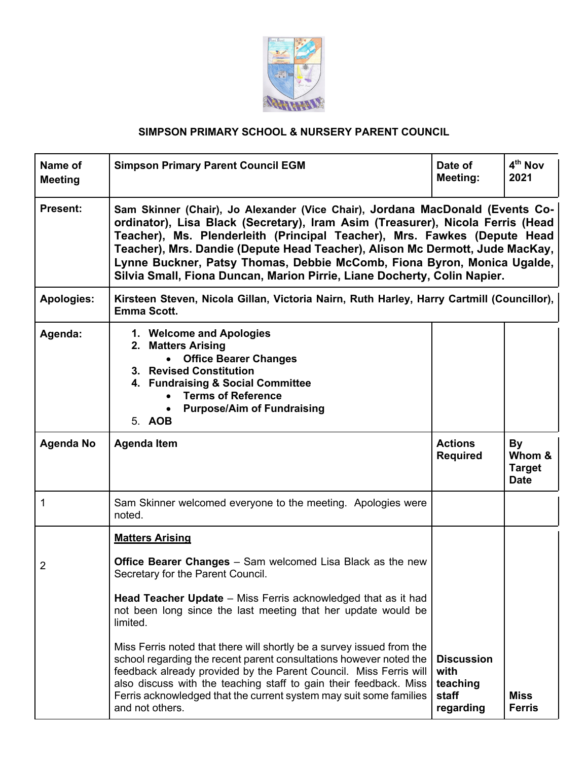## SIMPSON PRIMARY SCHOOL & NURSERY PARENT COUNCIL

| Name of Meeting | Simpson Primary Parent Council EGM | Date of Meeting: | 4th Nov 2021 |
|---|---|---|---|
| **Present:** | **Sam Skinner (Chair), Jo Alexander (Vice Chair), Jordana MacDonald (Events Co-ordinator), Lisa Black (Secretary), Iram Asim (Treasurer), Nicola Ferris (Head Teacher), Ms. Plenderleith (Principal Teacher), Mrs. Fawkes (Depute Head Teacher), Mrs. Dandie (Depute Head Teacher), Alison Mc Dermott, Jude MacKay, Lynne Buckner, Patsy Thomas, Debbie McComb, Fiona Byron, Monica Ugalde, Silvia Small, Fiona Duncan, Marion Pirrie, Liane Docherty, Colin Napier.** | | |
| **Apologies:** | **Kirsteen Steven, Nicola Gillan, Victoria Nairn, Ruth Harley, Harry Cartmill (Councillor), Emma Scott.** | | |
| **Agenda:** | 1. **Welcome and Apologies**<br>2. **Matters Arising**<br>• **Office Bearer Changes**<br>3. **Revised Constitution**<br>4. **Fundraising & Social Committee**<br>• **Terms of Reference**<br>• **Purpose/Aim of Fundraising**<br>5. **AOB** | | |
| **Agenda No** | **Agenda Item** | **Actions Required** | **By Whom & Target Date** |
| 1 | Sam Skinner welcomed everyone to the meeting. Apologies were noted. | | |
| 2 | <u>**Matters Arising**</u><br><br>**Office Bearer Changes** – Sam welcomed Lisa Black as the new Secretary for the Parent Council.<br><br>**Head Teacher Update** – Miss Ferris acknowledged that as it had not been long since the last meeting that her update would be limited.<br><br>Miss Ferris noted that there will shortly be a survey issued from the school regarding the recent parent consultations however noted the feedback already provided by the Parent Council. Miss Ferris will also discuss with the teaching staff to gain their feedback. Miss Ferris acknowledged that the current system may suit some families and not others. | **Discussion with teaching staff regarding** | **Miss Ferris** |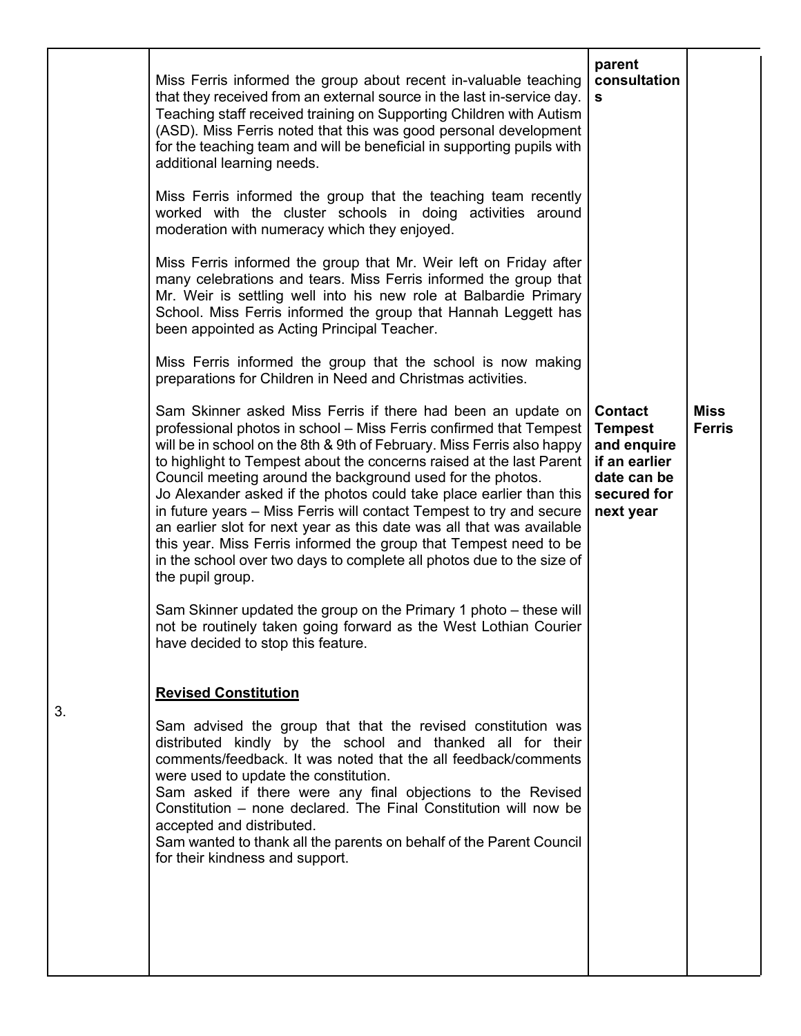| | | | |
|---|---|---|---|
| | Miss Ferris informed the group about recent in-valuable teaching that they received from an external source in the last in-service day. Teaching staff received training on Supporting Children with Autism (ASD). Miss Ferris noted that this was good personal development for the teaching team and will be beneficial in supporting pupils with additional learning needs.<br><br>Miss Ferris informed the group that the teaching team recently worked with the cluster schools in doing activities around moderation with numeracy which they enjoyed.<br><br>Miss Ferris informed the group that Mr. Weir left on Friday after many celebrations and tears. Miss Ferris informed the group that Mr. Weir is settling well into his new role at Balbardie Primary School. Miss Ferris informed the group that Hannah Leggett has been appointed as Acting Principal Teacher.<br><br>Miss Ferris informed the group that the school is now making preparations for Children in Need and Christmas activities. | **parent consultations** | |
| | Sam Skinner asked Miss Ferris if there had been an update on professional photos in school – Miss Ferris confirmed that Tempest will be in school on the 8th & 9th of February. Miss Ferris also happy to highlight to Tempest about the concerns raised at the last Parent Council meeting around the background used for the photos.<br>Jo Alexander asked if the photos could take place earlier than this in future years – Miss Ferris will contact Tempest to try and secure an earlier slot for next year as this date was all that was available this year. Miss Ferris informed the group that Tempest need to be in the school over two days to complete all photos due to the size of the pupil group.<br><br>Sam Skinner updated the group on the Primary 1 photo – these will not be routinely taken going forward as the West Lothian Courier have decided to stop this feature. | **Contact Tempest and enquire if an earlier date can be secured for next year** | **Miss Ferris** |
| 3. | **<u>Revised Constitution</u>**<br><br>Sam advised the group that that the revised constitution was distributed kindly by the school and thanked all for their comments/feedback. It was noted that the all feedback/comments were used to update the constitution.<br>Sam asked if there were any final objections to the Revised Constitution – none declared. The Final Constitution will now be accepted and distributed.<br>Sam wanted to thank all the parents on behalf of the Parent Council for their kindness and support. | | |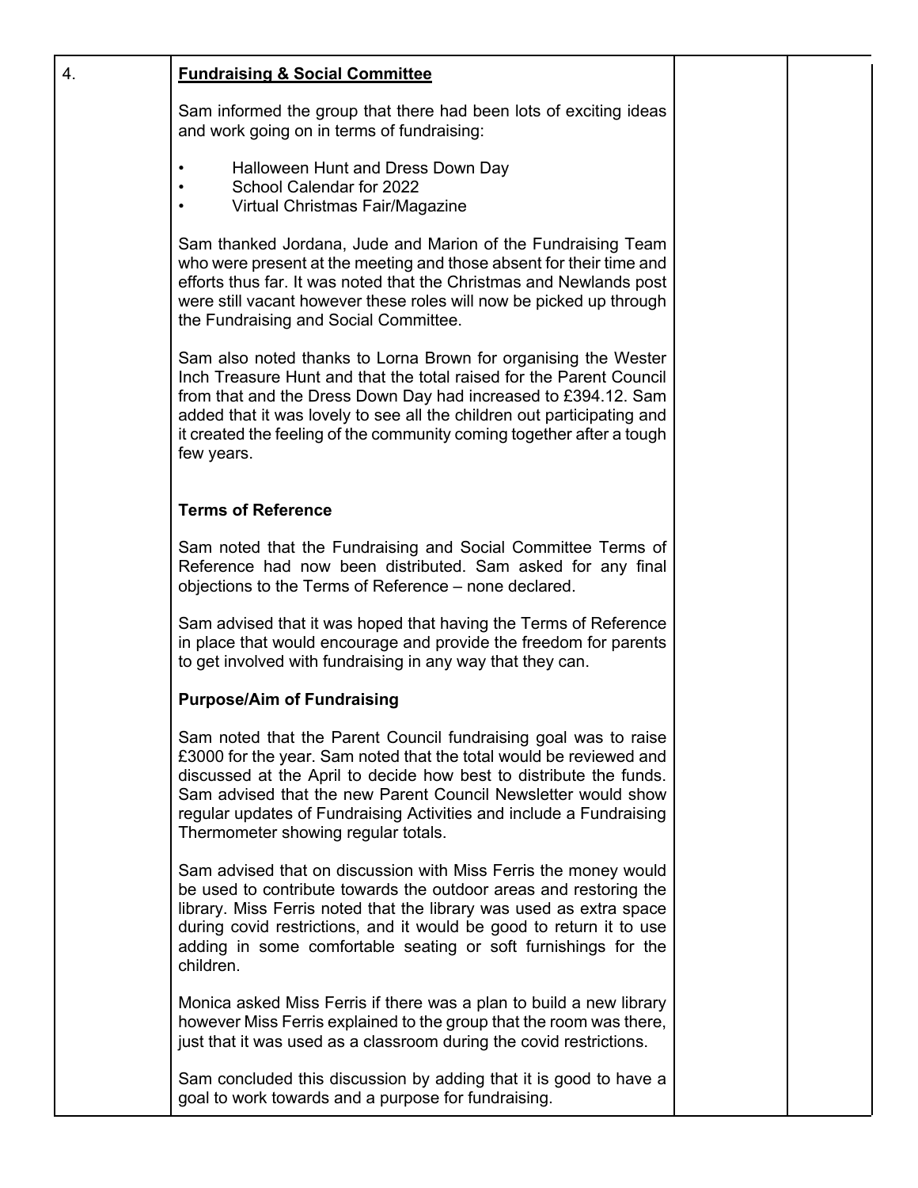| 4. | **<u>Fundraising & Social Committee</u>**<br><br>Sam informed the group that there had been lots of exciting ideas and work going on in terms of fundraising:<br><br>• Halloween Hunt and Dress Down Day<br>• School Calendar for 2022<br>• Virtual Christmas Fair/Magazine<br><br>Sam thanked Jordana, Jude and Marion of the Fundraising Team who were present at the meeting and those absent for their time and efforts thus far. It was noted that the Christmas and Newlands post were still vacant however these roles will now be picked up through the Fundraising and Social Committee.<br><br>Sam also noted thanks to Lorna Brown for organising the Wester Inch Treasure Hunt and that the total raised for the Parent Council from that and the Dress Down Day had increased to £394.12. Sam added that it was lovely to see all the children out participating and it created the feeling of the community coming together after a tough few years.<br><br>**Terms of Reference**<br><br>Sam noted that the Fundraising and Social Committee Terms of Reference had now been distributed. Sam asked for any final objections to the Terms of Reference – none declared.<br><br>Sam advised that it was hoped that having the Terms of Reference in place that would encourage and provide the freedom for parents to get involved with fundraising in any way that they can.<br><br>**Purpose/Aim of Fundraising**<br><br>Sam noted that the Parent Council fundraising goal was to raise £3000 for the year. Sam noted that the total would be reviewed and discussed at the April to decide how best to distribute the funds. Sam advised that the new Parent Council Newsletter would show regular updates of Fundraising Activities and include a Fundraising Thermometer showing regular totals.<br><br>Sam advised that on discussion with Miss Ferris the money would be used to contribute towards the outdoor areas and restoring the library. Miss Ferris noted that the library was used as extra space during covid restrictions, and it would be good to return it to use adding in some comfortable seating or soft furnishings for the children.<br><br>Monica asked Miss Ferris if there was a plan to build a new library however Miss Ferris explained to the group that the room was there, just that it was used as a classroom during the covid restrictions.<br><br>Sam concluded this discussion by adding that it is good to have a goal to work towards and a purpose for fundraising. | | |
|---|---|---|---|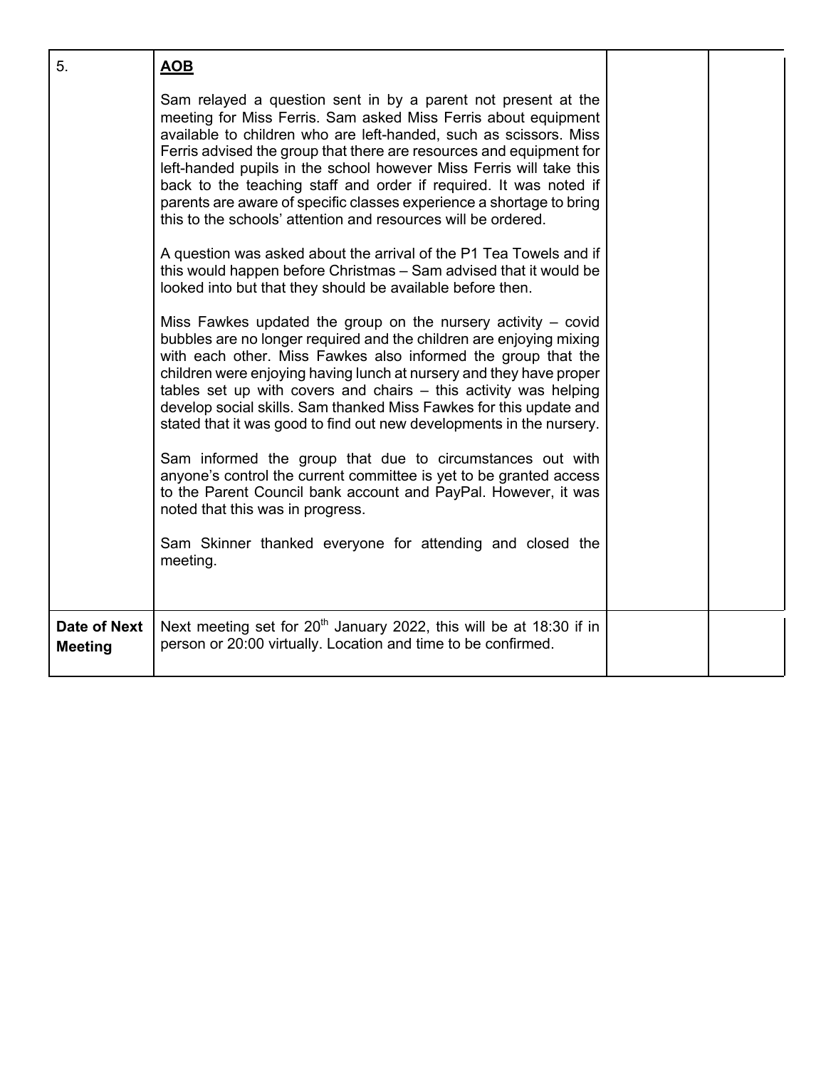| | | | |
|---|---|---|---|
| 5. | **<u>AOB</u>**<br><br>Sam relayed a question sent in by a parent not present at the meeting for Miss Ferris. Sam asked Miss Ferris about equipment available to children who are left-handed, such as scissors. Miss Ferris advised the group that there are resources and equipment for left-handed pupils in the school however Miss Ferris will take this back to the teaching staff and order if required. It was noted if parents are aware of specific classes experience a shortage to bring this to the schools' attention and resources will be ordered.<br><br>A question was asked about the arrival of the P1 Tea Towels and if this would happen before Christmas – Sam advised that it would be looked into but that they should be available before then.<br><br>Miss Fawkes updated the group on the nursery activity – covid bubbles are no longer required and the children are enjoying mixing with each other. Miss Fawkes also informed the group that the children were enjoying having lunch at nursery and they have proper tables set up with covers and chairs – this activity was helping develop social skills. Sam thanked Miss Fawkes for this update and stated that it was good to find out new developments in the nursery.<br><br>Sam informed the group that due to circumstances out with anyone's control the current committee is yet to be granted access to the Parent Council bank account and PayPal. However, it was noted that this was in progress.<br><br>Sam Skinner thanked everyone for attending and closed the meeting. | | |
| **Date of Next Meeting** | Next meeting set for 20th January 2022, this will be at 18:30 if in person or 20:00 virtually. Location and time to be confirmed. | | |